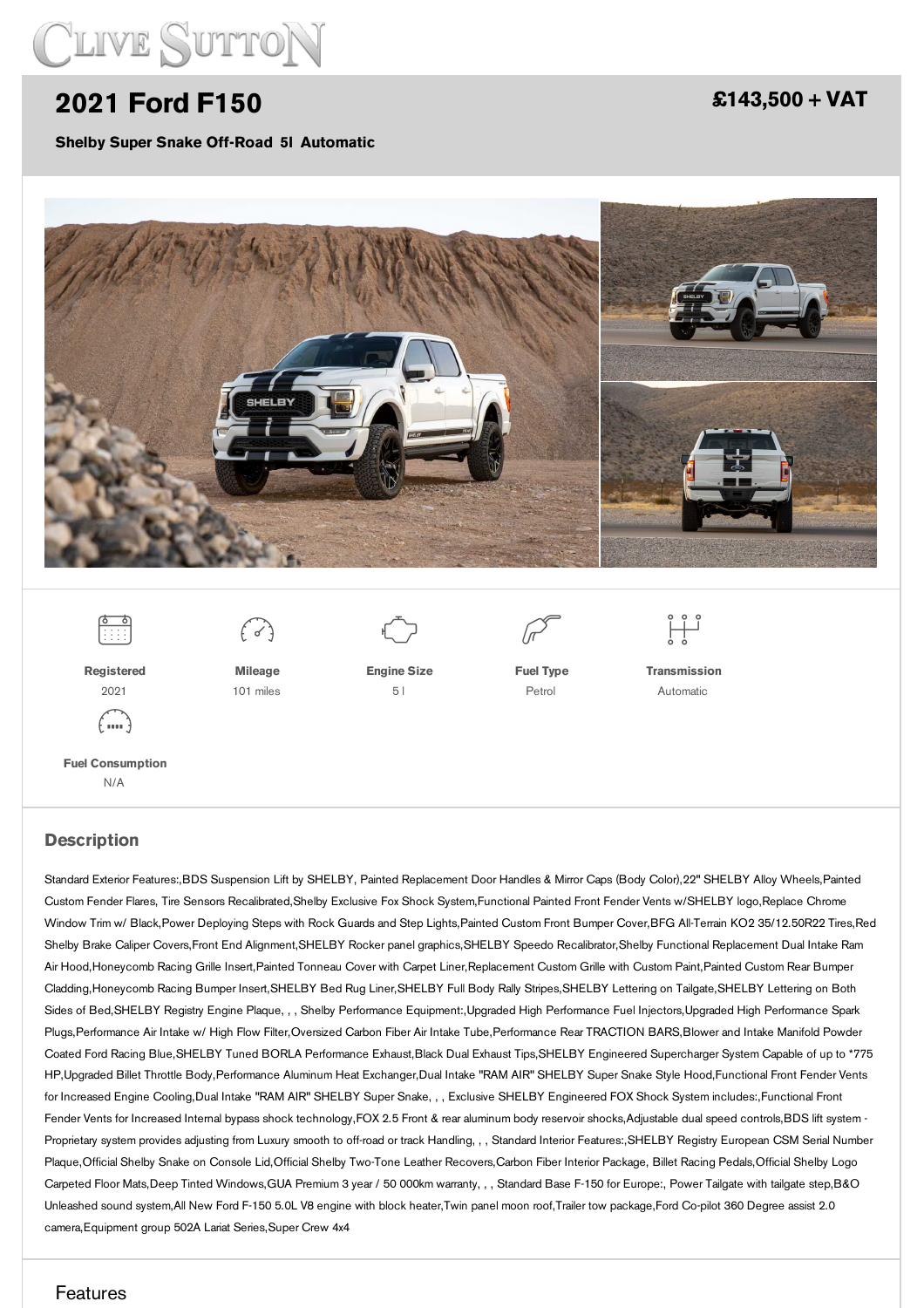# 2021 Ford F150

**£143,500 + VAT**

**Shelby Super Snake Off-Road 5l Automatic**

| Registered | Mileage | Engine Size | Fuel Type | Transmission |
|---|---|---|---|---|
| 2021 | 101 miles | 5 l | Petrol | Automatic |

| Fuel Consumption |
|---|
| N/A |

## Description

Standard Exterior Features:,BDS Suspension Lift by SHELBY, Painted Replacement Door Handles & Mirror Caps (Body Color),22" SHELBY Alloy Wheels,Painted Custom Fender Flares, Tire Sensors Recalibrated,Shelby Exclusive Fox Shock System,Functional Painted Front Fender Vents w/SHELBY logo,Replace Chrome Window Trim w/ Black,Power Deploying Steps with Rock Guards and Step Lights,Painted Custom Front Bumper Cover,BFG All-Terrain KO2 35/12.50R22 Tires,Red Shelby Brake Caliper Covers,Front End Alignment,SHELBY Rocker panel graphics,SHELBY Speedo Recalibrator,Shelby Functional Replacement Dual Intake Ram Air Hood,Honeycomb Racing Grille Insert,Painted Tonneau Cover with Carpet Liner,Replacement Custom Grille with Custom Paint,Painted Custom Rear Bumper Cladding,Honeycomb Racing Bumper Insert,SHELBY Bed Rug Liner,SHELBY Full Body Rally Stripes,SHELBY Lettering on Tailgate,SHELBY Lettering on Both Sides of Bed,SHELBY Registry Engine Plaque, , , Shelby Performance Equipment:,Upgraded High Performance Fuel Injectors,Upgraded High Performance Spark Plugs,Performance Air Intake w/ High Flow Filter,Oversized Carbon Fiber Air Intake Tube,Performance Rear TRACTION BARS,Blower and Intake Manifold Powder Coated Ford Racing Blue,SHELBY Tuned BORLA Performance Exhaust,Black Dual Exhaust Tips,SHELBY Engineered Supercharger System Capable of up to *775 HP,Upgraded Billet Throttle Body,Performance Aluminum Heat Exchanger,Dual Intake "RAM AIR" SHELBY Super Snake Style Hood,Functional Front Fender Vents for Increased Engine Cooling,Dual Intake "RAM AIR" SHELBY Super Snake, , , Exclusive SHELBY Engineered FOX Shock System includes:,Functional Front Fender Vents for Increased Internal bypass shock technology,FOX 2.5 Front & rear aluminum body reservoir shocks,Adjustable dual speed controls,BDS lift system - Proprietary system provides adjusting from Luxury smooth to off-road or track Handling, , , Standard Interior Features:,SHELBY Registry European CSM Serial Number Plaque,Official Shelby Snake on Console Lid,Official Shelby Two-Tone Leather Recovers,Carbon Fiber Interior Package, Billet Racing Pedals,Official Shelby Logo Carpeted Floor Mats,Deep Tinted Windows,GUA Premium 3 year / 50 000km warranty, , , Standard Base F-150 for Europe:, Power Tailgate with tailgate step,B&O Unleashed sound system,All New Ford F-150 5.0L V8 engine with block heater,Twin panel moon roof,Trailer tow package,Ford Co-pilot 360 Degree assist 2.0 camera,Equipment group 502A Lariat Series,Super Crew 4x4

## Features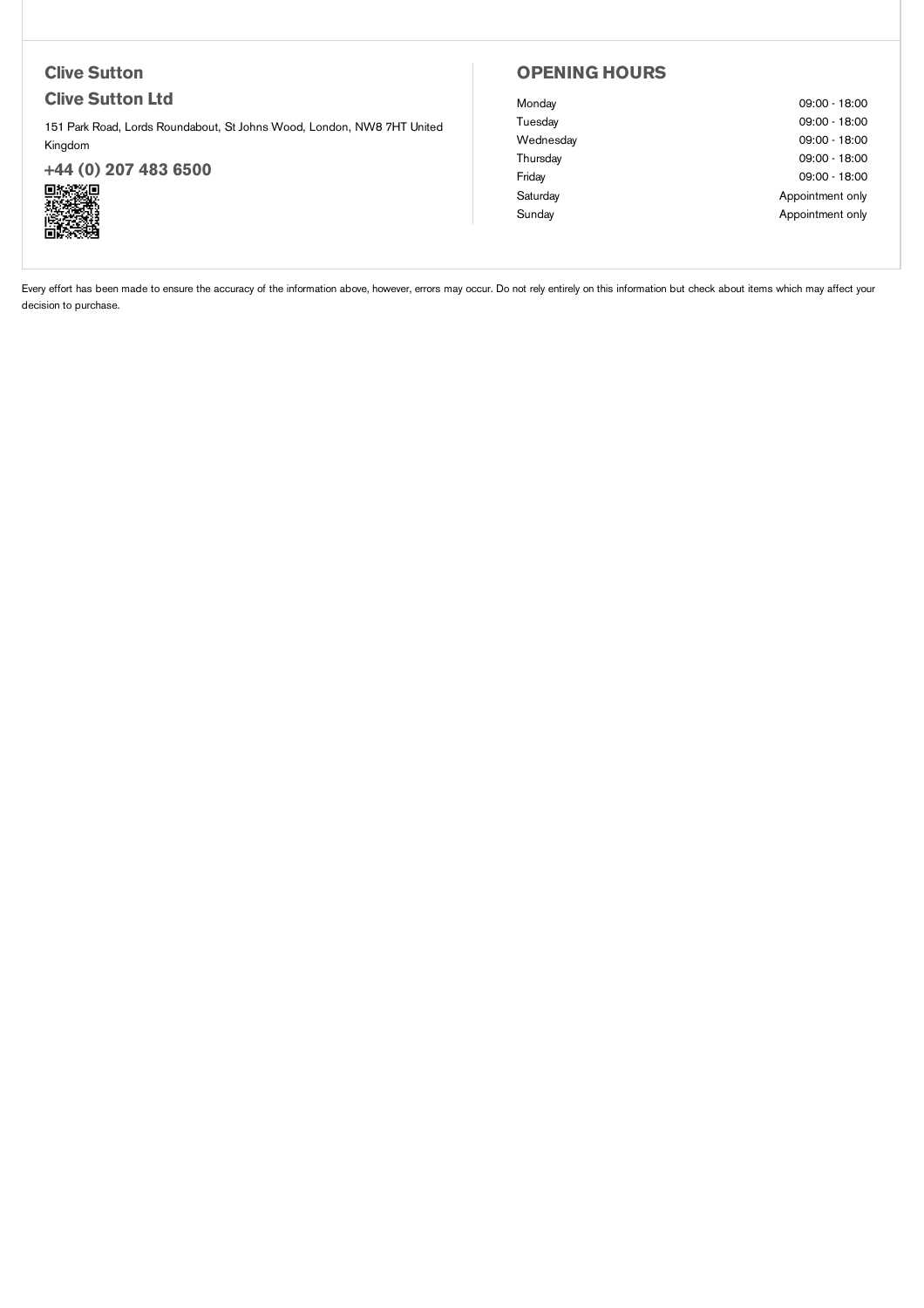## Clive Sutton

## Clive Sutton Ltd

151 Park Road, Lords Roundabout, St Johns Wood, London, NW8 7HT United Kingdom

**+44 (0) 207 483 6500**

## OPENING HOURS

| | |
|---|---|
| Monday | 09:00 - 18:00 |
| Tuesday | 09:00 - 18:00 |
| Wednesday | 09:00 - 18:00 |
| Thursday | 09:00 - 18:00 |
| Friday | 09:00 - 18:00 |
| Saturday | Appointment only |
| Sunday | Appointment only |

Every effort has been made to ensure the accuracy of the information above, however, errors may occur. Do not rely entirely on this information but check about items which may affect your decision to purchase.